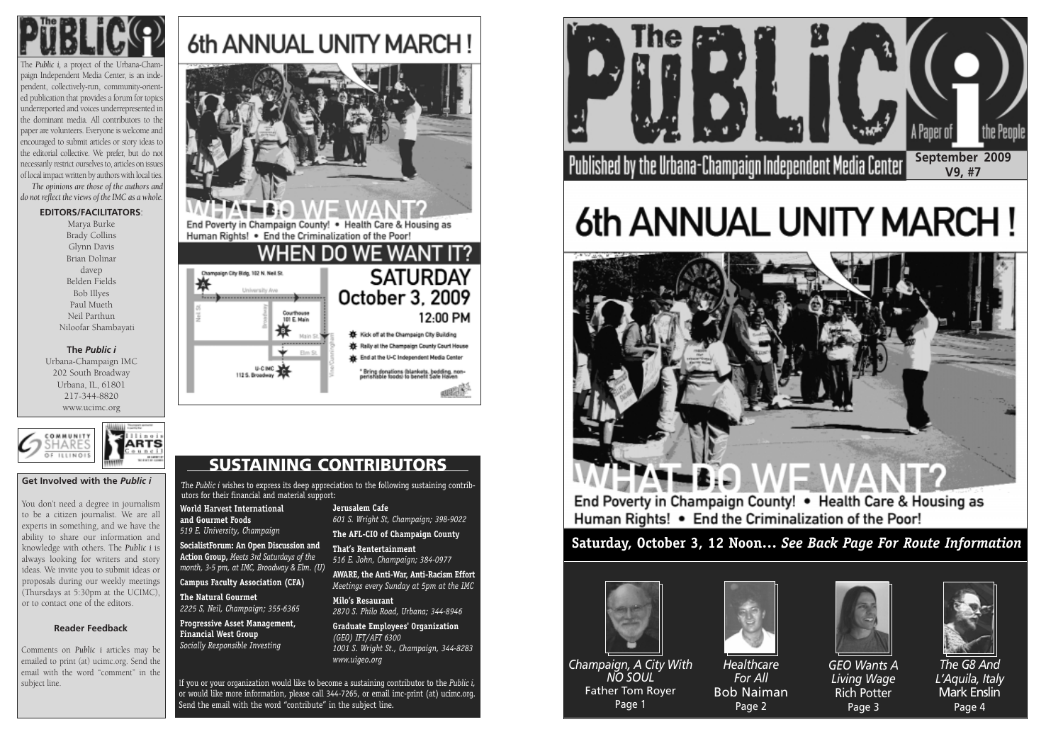# The Public i

The *Public i*, a project of the Urbana-Champaign Independent Media Center, is an independent, collectively-run, community-oriented publication that provides a forum for topics underreported and voices underrepresented in the dominant media. All contributors to the paper are volunteers. Everyone is welcome and encouraged to submit articles or story ideas to the editorial collective. We prefer, but do not necessarily restrict ourselves to, articles on issues of local impact written by authors with local ties.

*The opinions are those of the authors and do not reflect the views of the IMC as a whole.*

**EDITORS/FACILITATORS**:

Marya Burke
Brady Collins
Glynn Davis
Brian Dolinar
davep
Belden Fields
Bob Illyes
Paul Mueth
Neil Parthun
Niloofar Shambayati

**The *Public i***
Urbana-Champaign IMC
202 South Broadway
Urbana, IL, 61801
217-344-8820
www.ucimc.org

### Get Involved with the *Public i*

You don't need a degree in journalism to be a citizen journalist. We are all experts in something, and we have the ability to share our information and knowledge with others. The *Public i* is always looking for writers and story ideas. We invite you to submit ideas or proposals during our weekly meetings (Thursdays at 5:30pm at the UCIMC), or to contact one of the editors.

### Reader Feedback

Comments on *Public i* articles may be emailed to print (at) ucimc.org. Send the email with the word "comment" in the subject line.

# 6th ANNUAL UNITY MARCH!

## WHAT DO WE WANT?

End Poverty in Champaign County! • Health Care & Housing as Human Rights! • End the Criminalization of the Poor!

## WHEN DO WE WANT IT?

**SATURDAY October 3, 2009 12:00 PM**

- Kick off at the Champaign City Building
- Rally at the Champaign County Court House
- End at the U-C Independent Media Center

\* Bring donations (blankets, bedding, non-perishable foods) to benefit Safe Haven

Champaign City Bldg, 102 N. Neil St. — Courthouse 101 E. Main — U-C IMC 112 S. Broadway

## SUSTAINING CONTRIBUTORS

The *Public i* wishes to express its deep appreciation to the following sustaining contributors for their financial and material support:

**World Harvest International and Gourmet Foods**
*519 E. University, Champaign*

**SocialistForum: An Open Discussion and Action Group**, *Meets 3rd Saturdays of the month, 3-5 pm, at IMC, Broadway & Elm. (U)*

**Campus Faculty Association (CFA)**

**The Natural Gourmet**
*2225 S, Neil, Champaign; 355-6365*

**Progressive Asset Management, Financial West Group**
*Socially Responsible Investing*

**Jerusalem Cafe**
*601 S. Wright St, Champaign; 398-9022*

**The AFL-CIO of Champaign County**

**That's Rentertainment**
*516 E. John, Champaign; 384-0977*

**AWARE, the Anti-War, Anti-Racism Effort**
*Meetings every Sunday at 5pm at the IMC*

**Milo's Resaurant**
*2870 S. Philo Road, Urbana; 344-8946*

**Graduate Employees' Organization**
*(GEO) IFT/AFT 6300*
*1001 S. Wright St., Champaign, 344-8283*
*www.uigeo.org*

If you or your organization would like to become a sustaining contributor to the *Public i*, or would like more information, please call 344-7265, or email imc-print (at) ucimc.org. Send the email with the word "contribute" in the subject line.

# The Public i — A Paper of the People

Published by the Urbana-Champaign Independent Media Center

**September 2009 V9, #7**

# 6th ANNUAL UNITY MARCH!

## WHAT DO WE WANT?

End Poverty in Champaign County! • Health Care & Housing as Human Rights! • End the Criminalization of the Poor!

**Saturday, October 3, 12 Noon...** ***See Back Page For Route Information***

*Champaign, A City With NO SOUL*
Father Tom Royer
Page 1

*Healthcare For All*
Bob Naiman
Page 2

*GEO Wants A Living Wage*
Rich Potter
Page 3

*The G8 And L'Aquila, Italy*
Mark Enslin
Page 4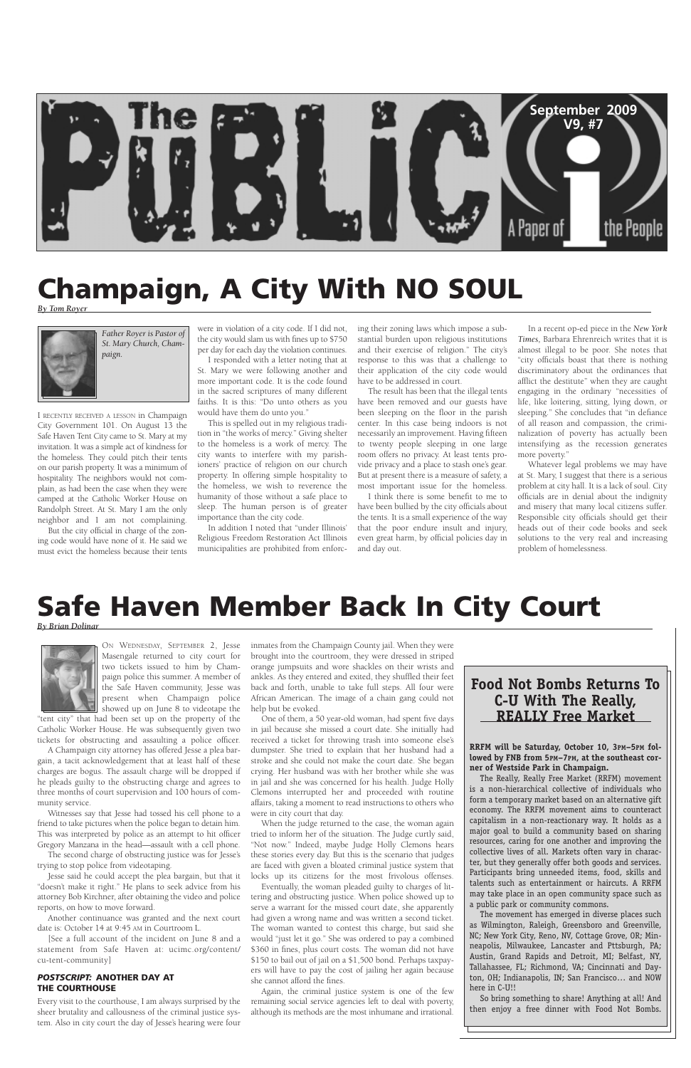# The Public i

September 2009
V9, #7

A Paper of the People

# Champaign, A City With NO SOUL

*By Tom Royer*

*Father Royer is Pastor of St. Mary Church, Champaign.*

I RECENTLY RECEIVED A LESSON in Champaign City Government 101. On August 13 the Safe Haven Tent City came to St. Mary at my invitation. It was a simple act of kindness for the homeless. They could pitch their tents on our parish property. It was a minimum of hospitality. The neighbors would not complain, as had been the case when they were camped at the Catholic Worker House on Randolph Street. At St. Mary I am the only neighbor and I am not complaining.

But the city official in charge of the zoning code would have none of it. He said we must evict the homeless because their tents were in violation of a city code. If I did not, the city would slam us with fines up to $750 per day for each day the violation continues.

I responded with a letter noting that at St. Mary we were following another and more important code. It is the code found in the sacred scriptures of many different faiths. It is this: "Do unto others as you would have them do unto you."

This is spelled out in my religious tradition in "the works of mercy." Giving shelter to the homeless is a work of mercy. The city wants to interfere with my parishioners' practice of religion on our church property. In offering simple hospitality to the homeless, we wish to reverence the humanity of those without a safe place to sleep. The human person is of greater importance than the city code.

In addition I noted that "under Illinois' Religious Freedom Restoration Act Illinois municipalities are prohibited from enforcing their zoning laws which impose a substantial burden upon religious institutions and their exercise of religion." The city's response to this was that a challenge to their application of the city code would have to be addressed in court.

The result has been that the illegal tents have been removed and our guests have been sleeping on the floor in the parish center. In this case being indoors is not necessarily an improvement. Having fifteen to twenty people sleeping in one large room offers no privacy. At least tents provide privacy and a place to stash one's gear. But at present there is a measure of safety, a most important issue for the homeless.

I think there is some benefit to me to have been bullied by the city officials about the tents. It is a small experience of the way that the poor endure insult and injury, even great harm, by official policies day in and day out.

In a recent op-ed piece in the *New York Times*, Barbara Ehrenreich writes that it is almost illegal to be poor. She notes that "city officials boast that there is nothing discriminatory about the ordinances that afflict the destitute" when they are caught engaging in the ordinary "necessities of life, like loitering, sitting, lying down, or sleeping." She concludes that "in defiance of all reason and compassion, the criminalization of poverty has actually been intensifying as the recession generates more poverty."

Whatever legal problems we may have at St. Mary, I suggest that there is a serious problem at city hall. It is a lack of soul. City officials are in denial about the indignity and misery that many local citizens suffer. Responsible city officials should get their heads out of their code books and seek solutions to the very real and increasing problem of homelessness.

# Safe Haven Member Back In City Court

*By Brian Dolinar*

ON WEDNESDAY, SEPTEMBER 2, Jesse Masengale returned to city court for two tickets issued to him by Champaign police this summer. A member of the Safe Haven community, Jesse was present when Champaign police showed up on June 8 to videotape the "tent city" that had been set up on the property of the Catholic Worker House. He was subsequently given two tickets for obstructing and assaulting a police officer.

A Champaign city attorney has offered Jesse a plea bargain, a tacit acknowledgement that at least half of these charges are bogus. The assault charge will be dropped if he pleads guilty to the obstructing charge and agrees to three months of court supervision and 100 hours of community service.

Witnesses say that Jesse had tossed his cell phone to a friend to take pictures when the police began to detain him. This was interpreted by police as an attempt to hit officer Gregory Manzana in the head—assault with a cell phone.

The second charge of obstructing justice was for Jesse's trying to stop police from videotaping.

Jesse said he could accept the plea bargain, but that it "doesn't make it right." He plans to seek advice from his attorney Bob Kirchner, after obtaining the video and police reports, on how to move forward.

Another continuance was granted and the next court date is: October 14 at 9:45 AM in Courtroom L.

[See a full account of the incident on June 8 and a statement from Safe Haven at: ucimc.org/content/cu-tent-community]

### *POSTSCRIPT:* ANOTHER DAY AT THE COURTHOUSE

Every visit to the courthouse, I am always surprised by the sheer brutality and callousness of the criminal justice system. Also in city court the day of Jesse's hearing were four inmates from the Champaign County jail. When they were brought into the courtroom, they were dressed in striped orange jumpsuits and wore shackles on their wrists and ankles. As they entered and exited, they shuffled their feet back and forth, unable to take full steps. All four were African American. The image of a chain gang could not help but be evoked.

One of them, a 50 year-old woman, had spent five days in jail because she missed a court date. She initially had received a ticket for throwing trash into someone else's dumpster. She tried to explain that her husband had a stroke and she could not make the court date. She began crying. Her husband was with her brother while she was in jail and she was concerned for his health. Judge Holly Clemons interrupted her and proceeded with routine affairs, taking a moment to read instructions to others who were in city court that day.

When the judge returned to the case, the woman again tried to inform her of the situation. The Judge curtly said, "Not now." Indeed, maybe Judge Holly Clemons hears these stories every day. But this is the scenario that judges are faced with given a bloated criminal justice system that locks up its citizens for the most frivolous offenses.

Eventually, the woman pleaded guilty to charges of littering and obstructing justice. When police showed up to serve a warrant for the missed court date, she apparently had given a wrong name and was written a second ticket. The woman wanted to contest this charge, but said she would "just let it go." She was ordered to pay a combined $360 in fines, plus court costs. The woman did not have $150 to bail out of jail on a $1,500 bond. Perhaps taxpayers will have to pay the cost of jailing her again because she cannot afford the fines.

Again, the criminal justice system is one of the few remaining social service agencies left to deal with poverty, although its methods are the most inhumane and irrational.

## Food Not Bombs Returns To C-U With The Really, REALLY Free Market

**RRFM will be Saturday, October 10, 3PM–5PM followed by FNB from 5PM–7PM, at the southeast corner of Westside Park in Champaign.**

The Really, Really Free Market (RRFM) movement is a non-hierarchical collective of individuals who form a temporary market based on an alternative gift economy. The RRFM movement aims to counteract capitalism in a non-reactionary way. It holds as a major goal to build a community based on sharing resources, caring for one another and improving the collective lives of all. Markets often vary in character, but they generally offer both goods and services. Participants bring unneeded items, food, skills and talents such as entertainment or haircuts. A RRFM may take place in an open community space such as a public park or community commons.

The movement has emerged in diverse places such as Wilmington, Raleigh, Greensboro and Greenville, NC; New York City, Reno, NV, Cottage Grove, OR; Minneapolis, Milwaukee, Lancaster and Pttsburgh, PA; Austin, Grand Rapids and Detroit, MI; Belfast, NY, Tallahassee, FL; Richmond, VA; Cincinnati and Dayton, OH; Indianapolis, IN; San Francisco… and NOW here in C-U!!

So bring something to share! Anything at all! And then enjoy a free dinner with Food Not Bombs.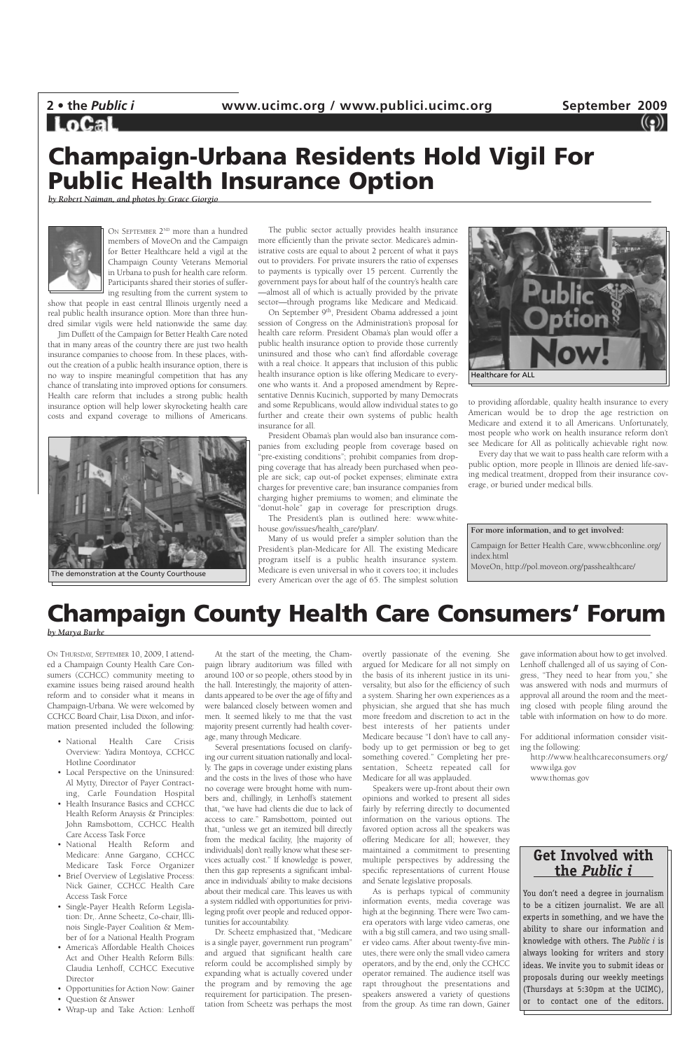# Champaign-Urbana Residents Hold Vigil For Public Health Insurance Option

*by Robert Naiman, and photos by Grace Giorgio*

ON SEPTEMBER 2ND more than a hundred members of MoveOn and the Campaign for Better Healthcare held a vigil at the Champaign County Veterans Memorial in Urbana to push for health care reform. Participants shared their stories of suffering resulting from the current system to show that people in east central Illinois urgently need a real public health insurance option. More than three hundred similar vigils were held nationwide the same day.

Jim Duffett of the Campaign for Better Health Care noted that in many areas of the country there are just two health insurance companies to choose from. In these places, without the creation of a public health insurance option, there is no way to inspire meaningful competition that has any chance of translating into improved options for consumers. Health care reform that includes a strong public health insurance option will help lower skyrocketing health care costs and expand coverage to millions of Americans.

The demonstration at the County Courthouse

The public sector actually provides health insurance more efficiently than the private sector. Medicare's administrative costs are equal to about 2 percent of what it pays out to providers. For private insurers the ratio of expenses to payments is typically over 15 percent. Currently the government pays for about half of the country's health care —almost all of which is actually provided by the private sector—through programs like Medicare and Medicaid.

On September 9th, President Obama addressed a joint session of Congress on the Administration's proposal for health care reform. President Obama's plan would offer a public health insurance option to provide those currently uninsured and those who can't find affordable coverage with a real choice. It appears that inclusion of this public health insurance option is like offering Medicare to everyone who wants it. And a proposed amendment by Representative Dennis Kucinich, supported by many Democrats and some Republicans, would allow individual states to go further and create their own systems of public health insurance for all.

President Obama's plan would also ban insurance companies from excluding people from coverage based on "pre-existing conditions"; prohibit companies from dropping coverage that has already been purchased when people are sick; cap out-of pocket expenses; eliminate extra charges for preventive care; ban insurance companies from charging higher premiums to women; and eliminate the "donut-hole" gap in coverage for prescription drugs. The President's plan is outlined here: www.whitehouse.gov/issues/health_care/plan/.

Many of us would prefer a simpler solution than the President's plan-Medicare for All. The existing Medicare program itself is a public health insurance system. Medicare is even universal in who it covers too; it includes every American over the age of 65. The simplest solution to providing affordable, quality health insurance to every American would be to drop the age restriction on Medicare and extend it to all Americans. Unfortunately, most people who work on health insurance reform don't see Medicare for All as politically achievable right now.

Healthcare for ALL

Every day that we wait to pass health care reform with a public option, more people in Illinois are denied life-saving medical treatment, dropped from their insurance coverage, or buried under medical bills.

**For more information, and to get involved:**

Campaign for Better Health Care, www.cbhconline.org/index.html

MoveOn, http://pol.moveon.org/passhealthcare/

# Champaign County Health Care Consumers' Forum

*by Marya Burke*

ON THURSDAY, SEPTEMBER 10, 2009, I attended a Champaign County Health Care Consumers (CCHCC) community meeting to examine issues being raised around health reform and to consider what it means in Champaign-Urbana. We were welcomed by CCHCC Board Chair, Lisa Dixon, and information presented included the following:

- National Health Care Crisis Overview: Yadira Montoya, CCHCC Hotline Coordinator
- Local Perspective on the Uninsured: Al Mytty, Director of Payer Contracting, Carle Foundation Hospital
- Health Insurance Basics and CCHCC Health Reform Anaysis & Principles: John Ramsbottom, CCHCC Health Care Access Task Force
- National Health Reform and Medicare: Anne Gargano, CCHCC Medicare Task Force Organizer
- Brief Overview of Legislative Process: Nick Gainer, CCHCC Health Care Access Task Force
- Single-Payer Health Reform Legislation: Dr,. Anne Scheetz, Co-chair, Illinois Single-Payer Coalition & Member of for a National Health Program
- America's Affordable Health Choices Act and Other Health Reform Bills: Claudia Lenhoff, CCHCC Executive Director
- Opportunities for Action Now: Gainer
- Question & Answer
- Wrap-up and Take Action: Lenhoff

At the start of the meeting, the Champaign library auditorium was filled with around 100 or so people, others stood by in the hall. Interestingly, the majority of attendants appeared to be over the age of fifty and were balanced closely between women and men. It seemed likely to me that the vast majority present currently had health coverage, many through Medicare.

Several presentations focused on clarifying our current situation nationally and locally. The gaps in coverage under existing plans and the costs in the lives of those who have no coverage were brought home with numbers and, chillingly, in Lenhoff's statement that, "we have had clients die due to lack of access to care." Ramsbottom, pointed out that, "unless we get an itemized bill directly from the medical facility, [the majority of individuals] don't really know what these services actually cost." If knowledge is power, then this gap represents a significant imbalance in individuals' ability to make decisions about their medical care. This leaves us with a system riddled with opportunities for privileging profit over people and reduced opportunities for accountability.

Dr. Scheetz emphasized that, "Medicare is a single payer, government run program" and argued that significant health care reform could be accomplished simply by expanding what is actually covered under the program and by removing the age requirement for participation. The presentation from Scheetz was perhaps the most overtly passionate of the evening. She argued for Medicare for all not simply on the basis of its inherent justice in its universality, but also for the efficiency of such a system. Sharing her own experiences as a physician, she argued that she has much more freedom and discretion to act in the best interests of her patients under Medicare because "I don't have to call anybody up to get permission or beg to get something covered." Completing her presentation, Scheetz repeated call for Medicare for all was applauded.

Speakers were up-front about their own opinions and worked to present all sides fairly by referring directly to documented information on the various options. The favored option across all the speakers was offering Medicare for all; however, they maintained a commitment to presenting multiple perspectives by addressing the specific representations of current House and Senate legislative proposals.

As is perhaps typical of community information events, media coverage was high at the beginning. There were Two camera operators with large video cameras, one with a big still camera, and two using smaller video cams. After about twenty-five minutes, there were only the small video camera operators, and by the end, only the CCHCC operator remained. The audience itself was rapt throughout the presentations and speakers answered a variety of questions from the group. As time ran down, Gainer gave information about how to get involved. Lenhoff challenged all of us saying of Congress, "They need to hear from you," she was answered with nods and murmurs of approval all around the room and the meeting closed with people filing around the table with information on how to do more.

For additional information consider visiting the following:

http://www.healthcareconsumers.org/
www.ilga.gov
www.thomas.gov

## Get Involved with the *Public i*

You don't need a degree in journalism to be a citizen journalist. We are all experts in something, and we have the ability to share our information and knowledge with others. The *Public i* is always looking for writers and story ideas. We invite you to submit ideas or proposals during our weekly meetings (Thursdays at 5:30pm at the UCIMC), or to contact one of the editors.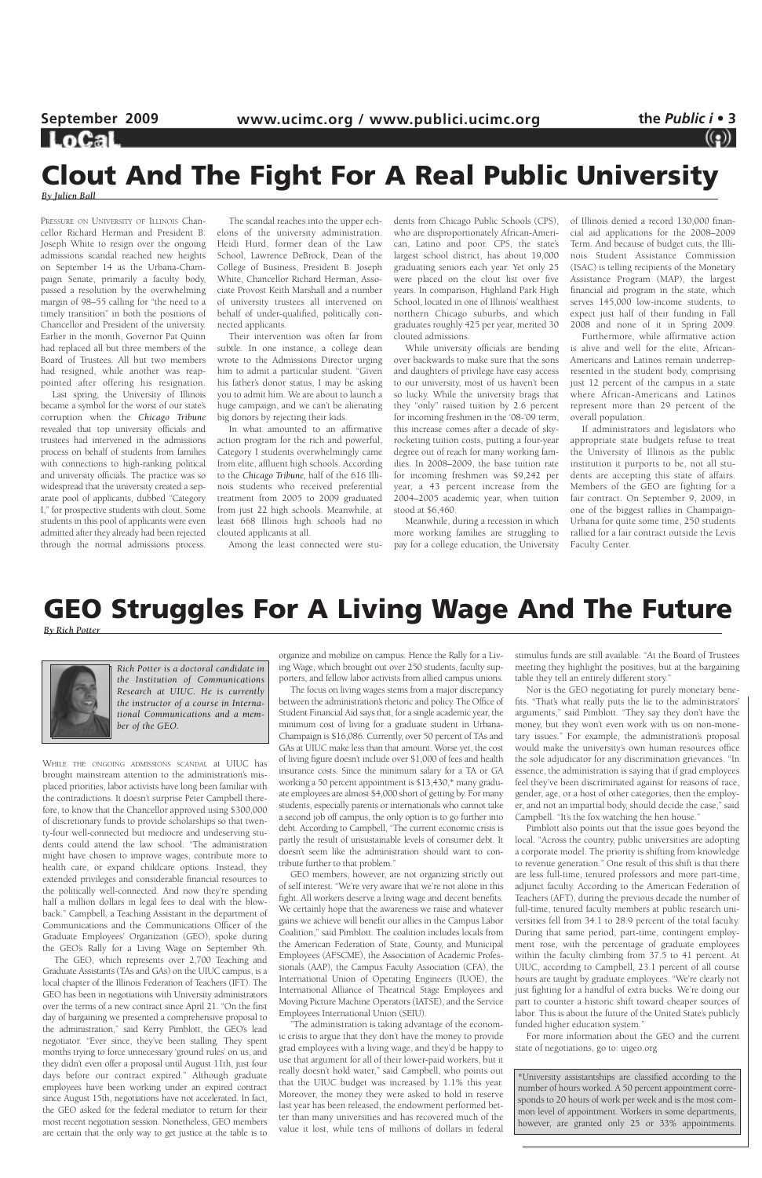# Clout And The Fight For A Real Public University

*By Julien Ball*

PRESSURE ON UNIVERSITY OF ILLINOIS Chancellor Richard Herman and President B. Joseph White to resign over the ongoing admissions scandal reached new heights on September 14 as the Urbana-Champaign Senate, primarily a faculty body, passed a resolution by the overwhelming margin of 98–55 calling for "the need to a timely transition" in both the positions of Chancellor and President of the university. Earlier in the month, Governor Pat Quinn had replaced all but three members of the Board of Trustees. All but two members had resigned, while another was reappointed after offering his resignation.

Last spring, the University of Illinois became a symbol for the worst of our state's corruption when the *Chicago Tribune* revealed that top university officials and trustees had intervened in the admissions process on behalf of students from families with connections to high-ranking political and university officials. The practice was so widespread that the university created a separate pool of applicants, dubbed "Category I," for prospective students with clout. Some students in this pool of applicants were even admitted after they already had been rejected through the normal admissions process.

The scandal reaches into the upper echelons of the university administration. Heidi Hurd, former dean of the Law School, Lawrence DeBrock, Dean of the College of Business, President B. Joseph White, Chancellor Richard Herman, Associate Provost Keith Marshall and a number of university trustees all intervened on behalf of under-qualified, politically connected applicants.

Their intervention was often far from subtle. In one instance, a college dean wrote to the Admissions Director urging him to admit a particular student. "Given his father's donor status, I may be asking you to admit him. We are about to launch a huge campaign, and we can't be alienating big donors by rejecting their kids.

In what amounted to an affirmative action program for the rich and powerful, Category I students overwhelmingly came from elite, affluent high schools. According to the *Chicago Tribune*, half of the 616 Illinois students who received preferential treatment from 2005 to 2009 graduated from just 22 high schools. Meanwhile, at least 668 Illinois high schools had no clouted applicants at all.

Among the least connected were students from Chicago Public Schools (CPS), who are disproportionately African-American, Latino and poor. CPS, the state's largest school district, has about 19,000 graduating seniors each year. Yet only 25 were placed on the clout list over five years. In comparison, Highland Park High School, located in one of Illinois' wealthiest northern Chicago suburbs, and which graduates roughly 425 per year, merited 30 clouted admissions.

While university officials are bending over backwards to make sure that the sons and daughters of privilege have easy access to our university, most of us haven't been so lucky. While the university brags that they "only" raised tuition by 2.6 percent for incoming freshmen in the '08-'09 term, this increase comes after a decade of sky-rocketing tuition costs, putting a four-year degree out of reach for many working families. In 2008–2009, the base tuition rate for incoming freshmen was $9,242 per year, a 43 percent increase from the 2004–2005 academic year, when tuition stood at $6,460.

Meanwhile, during a recession in which more working families are struggling to pay for a college education, the University of Illinois denied a record 130,000 financial aid applications for the 2008–2009 Term. And because of budget cuts, the Illinois Student Assistance Commission (ISAC) is telling recipients of the Monetary Assistance Program (MAP), the largest financial aid program in the state, which serves 145,000 low-income students, to expect just half of their funding in Fall 2008 and none of it in Spring 2009.

Furthermore, while affirmative action is alive and well for the elite, African-Americans and Latinos remain underrepresented in the student body, comprising just 12 percent of the campus in a state where African-Americans and Latinos represent more than 29 percent of the overall population.

If administrators and legislators who appropriate state budgets refuse to treat the University of Illinois as the public institution it purports to be, not all students are accepting this state of affairs. Members of the GEO are fighting for a fair contract. On September 9, 2009, in one of the biggest rallies in Champaign-Urbana for quite some time, 250 students rallied for a fair contract outside the Levis Faculty Center.

# GEO Struggles For A Living Wage And The Future

*By Rich Potter*

*Rich Potter is a doctoral candidate in the Institution of Communications Research at UIUC. He is currently the instructor of a course in International Communications and a member of the GEO.*

WHILE THE ONGOING ADMISSIONS SCANDAL at UIUC has brought mainstream attention to the administration's misplaced priorities, labor activists have long been familiar with the contradictions. It doesn't surprise Peter Campbell therefore, to know that the Chancellor approved using $300,000 of discretionary funds to provide scholarships so that twenty-four well-connected but mediocre and undeserving students could attend the law school. "The administration might have chosen to improve wages, contribute more to health care, or expand childcare options. Instead, they extended privileges and considerable financial resources to the politically well-connected. And now they're spending half a million dollars in legal fees to deal with the blowback." Campbell, a Teaching Assistant in the department of Communications and the Communications Officer of the Graduate Employees' Organization (GEO), spoke during the GEO's Rally for a Living Wage on September 9th.

The GEO, which represents over 2,700 Teaching and Graduate Assistants (TAs and GAs) on the UIUC campus, is a local chapter of the Illinois Federation of Teachers (IFT). The GEO has been in negotiations with University administrators over the terms of a new contract since April 21. "On the first day of bargaining we presented a comprehensive proposal to the administration," said Kerry Pimblott, the GEO's lead negotiator. "Ever since, they've been stalling. They spent months trying to force unnecessary 'ground rules' on us, and they didn't even offer a proposal until August 11th, just four days before our contract expired." Although graduate employees have been working under an expired contract since August 15th, negotiations have not accelerated. In fact, the GEO asked for the federal mediator to return for their most recent negotiation session. Nonetheless, GEO members are certain that the only way to get justice at the table is to organize and mobilize on campus. Hence the Rally for a Living Wage, which brought out over 250 students, faculty supporters, and fellow labor activists from allied campus unions.

The focus on living wages stems from a major discrepancy between the administration's rhetoric and policy. The Office of Student Financial Aid says that, for a single academic year, the minimum cost of living for a graduate student in Urbana-Champaign is $16,086. Currently, over 50 percent of TAs and GAs at UIUC make less than that amount. Worse yet, the cost of living figure doesn't include over $1,000 of fees and health insurance costs. Since the minimum salary for a TA or GA working a 50 percent appointment is $13,430,* many graduate employees are almost $4,000 short of getting by. For many students, especially parents or internationals who cannot take a second job off campus, the only option is to go further into debt. According to Campbell, "The current economic crisis is partly the result of unsustainable levels of consumer debt. It doesn't seem like the administration should want to contribute further to that problem."

GEO members, however, are not organizing strictly out of self interest. "We're very aware that we're not alone in this fight. All workers deserve a living wage and decent benefits. We certainly hope that the awareness we raise and whatever gains we achieve will benefit our allies in the Campus Labor Coalition," said Pimblott. The coalition includes locals from the American Federation of State, County, and Municipal Employees (AFSCME), the Association of Academic Professionals (AAP), the Campus Faculty Association (CFA), the International Union of Operating Engineers (IUOE), the International Alliance of Theatrical Stage Employees and Moving Picture Machine Operators (IATSE), and the Service Employees International Union (SEIU).

"The administration is taking advantage of the economic crisis to argue that they don't have the money to provide grad employees with a living wage, and they'd be happy to use that argument for all of their lower-paid workers, but it really doesn't hold water," said Campbell, who points out that the UIUC budget was increased by 1.1% this year. Moreover, the money they were asked to hold in reserve last year has been released, the endowment performed better than many universities and has recovered much of the value it lost, while tens of millions of dollars in federal stimulus funds are still available. "At the Board of Trustees meeting they highlight the positives, but at the bargaining table they tell an entirely different story."

Nor is the GEO negotiating for purely monetary benefits. "That's what really puts the lie to the administrators' arguments," said Pimblott. "They say they don't have the money, but they won't even work with us on non-monetary issues." For example, the administration's proposal would make the university's own human resources office the sole adjudicator for any discrimination grievances. "In essence, the administration is saying that if grad employees feel they've been discriminated against for reasons of race, gender, age, or a host of other categories, then the employer, and not an impartial body, should decide the case," said Campbell. "It's the fox watching the hen house."

Pimblott also points out that the issue goes beyond the local. "Across the country, public universities are adopting a corporate model. The priority is shifting from knowledge to revenue generation." One result of this shift is that there are less full-time, tenured professors and more part-time, adjunct faculty. According to the American Federation of Teachers (AFT), during the previous decade the number of full-time, tenured faculty members at public research universities fell from 34.1 to 28.9 percent of the total faculty. During that same period, part-time, contingent employment rose, with the percentage of graduate employees within the faculty climbing from 37.5 to 41 percent. At UIUC, according to Campbell, 23.1 percent of all course hours are taught by graduate employees. "We're clearly not just fighting for a handful of extra bucks. We're doing our part to counter a historic shift toward cheaper sources of labor. This is about the future of the United State's publicly funded higher education system."

For more information about the GEO and the current state of negotiations, go to: uigeo.org

*University assistantships are classified according to the number of hours worked. A 50 percent appointment corresponds to 20 hours of work per week and is the most common level of appointment. Workers in some departments, however, are granted only 25 or 33% appointments.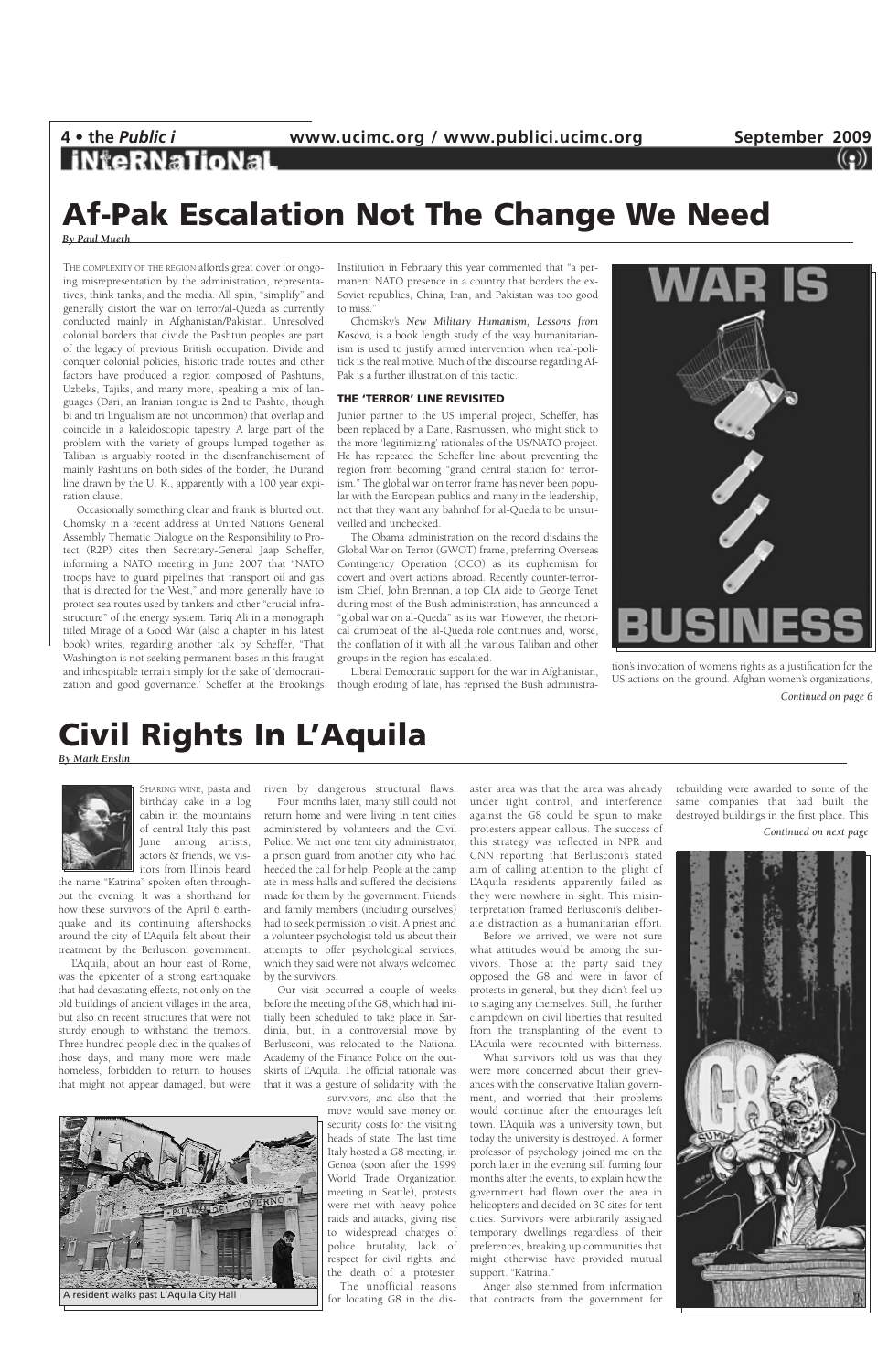## International

# Af-Pak Escalation Not The Change We Need

*By Paul Mueth*

THE COMPLEXITY OF THE REGION affords great cover for ongoing misrepresentation by the administration, representatives, think tanks, and the media. All spin, "simplify" and generally distort the war on terror/al-Queda as currently conducted mainly in Afghanistan/Pakistan. Unresolved colonial borders that divide the Pashtun peoples are part of the legacy of previous British occupation. Divide and conquer colonial policies, historic trade routes and other factors have produced a region composed of Pashtuns, Uzbeks, Tajiks, and many more, speaking a mix of languages (Dari, an Iranian tongue is 2nd to Pashto, though bi and tri lingualism are not uncommon) that overlap and coincide in a kaleidoscopic tapestry. A large part of the problem with the variety of groups lumped together as Taliban is arguably rooted in the disenfranchisement of mainly Pashtuns on both sides of the border, the Durand line drawn by the U. K., apparently with a 100 year expiration clause.

Occasionally something clear and frank is blurted out. Chomsky in a recent address at United Nations General Assembly Thematic Dialogue on the Responsibility to Protect (R2P) cites then Secretary-General Jaap Scheffer, informing a NATO meeting in June 2007 that "NATO troops have to guard pipelines that transport oil and gas that is directed for the West," and more generally have to protect sea routes used by tankers and other "crucial infrastructure" of the energy system. Tariq Ali in a monograph titled Mirage of a Good War (also a chapter in his latest book) writes, regarding another talk by Scheffer, "That Washington is not seeking permanent bases in this fraught and inhospitable terrain simply for the sake of 'democratization and good governance.' Scheffer at the Brookings Institution in February this year commented that "a permanent NATO presence in a country that borders the ex-Soviet republics, China, Iran, and Pakistan was too good to miss."

Chomsky's *New Military Humanism, Lessons from Kosovo*, is a book length study of the way humanitarianism is used to justify armed intervention when real-politick is the real motive. Much of the discourse regarding Af-Pak is a further illustration of this tactic.

### THE 'TERROR' LINE REVISITED

Junior partner to the US imperial project, Scheffer, has been replaced by a Dane, Rasmussen, who might stick to the more 'legitimizing' rationales of the US/NATO project. He has repeated the Scheffer line about preventing the region from becoming "grand central station for terrorism." The global war on terror frame has never been popular with the European publics and many in the leadership, not that they want any bahnhof for al-Queda to be unsurveilled and unchecked.

The Obama administration on the record disdains the Global War on Terror (GWOT) frame, preferring Overseas Contingency Operation (OCO) as its euphemism for covert and overt actions abroad. Recently counter-terrorism Chief, John Brennan, a top CIA aide to George Tenet during most of the Bush administration, has announced a "global war on al-Queda" as its war. However, the rhetorical drumbeat of the al-Queda role continues and, worse, the conflation of it with all the various Taliban and other groups in the region has escalated.

Liberal Democratic support for the war in Afghanistan, though eroding of late, has reprised the Bush administration's invocation of women's rights as a justification for the US actions on the ground. Afghan women's organizations,

*Continued on page 6*

# Civil Rights In L'Aquila

*By Mark Enslin*

SHARING WINE, pasta and birthday cake in a log cabin in the mountains of central Italy this past June among artists, actors & friends, we visitors from Illinois heard the name "Katrina" spoken often throughout the evening. It was a shorthand for how these survivors of the April 6 earthquake and its continuing aftershocks around the city of L'Aquila felt about their treatment by the Berlusconi government.

L'Aquila, about an hour east of Rome, was the epicenter of a strong earthquake that had devastating effects, not only on the old buildings of ancient villages in the area, but also on recent structures that were not sturdy enough to withstand the tremors. Three hundred people died in the quakes of those days, and many more were made homeless, forbidden to return to houses that might not appear damaged, but were riven by dangerous structural flaws.

Four months later, many still could not return home and were living in tent cities administered by volunteers and the Civil Police. We met one tent city administrator, a prison guard from another city who had heeded the call for help. People at the camp ate in mess halls and suffered the decisions made for them by the government. Friends and family members (including ourselves) had to seek permission to visit. A priest and a volunteer psychologist told us about their attempts to offer psychological services, which they said were not always welcomed by the survivors.

Our visit occurred a couple of weeks before the meeting of the G8, which had initially been scheduled to take place in Sardinia, but, in a controversial move by Berlusconi, was relocated to the National Academy of the Finance Police on the outskirts of L'Aquila. The official rationale was that it was a gesture of solidarity with the survivors, and also that the move would save money on security costs for the visiting heads of state. The last time Italy hosted a G8 meeting, in Genoa (soon after the 1999 World Trade Organization meeting in Seattle), protests were met with heavy police raids and attacks, giving rise to widespread charges of police brutality, lack of respect for civil rights, and the death of a protester.

The unofficial reasons for locating G8 in the disaster area was that the area was already under tight control, and interference against the G8 could be spun to make protesters appear callous. The success of this strategy was reflected in NPR and CNN reporting that Berlusconi's stated aim of calling attention to the plight of L'Aquila residents apparently failed as they were nowhere in sight. This misinterpretation framed Berlusconi's deliberate distraction as a humanitarian effort.

Before we arrived, we were not sure what attitudes would be among the survivors. Those at the party said they opposed the G8 and were in favor of protests in general, but they didn't feel up to staging any themselves. Still, the further clampdown on civil liberties that resulted from the transplanting of the event to L'Aquila were recounted with bitterness.

What survivors told us was that they were more concerned about their grievances with the conservative Italian government, and worried that their problems would continue after the entourages left town. L'Aquila was a university town, but today the university is destroyed. A former professor of psychology joined me on the porch later in the evening still fuming four months after the events, to explain how the government had flown over the area in helicopters and decided on 30 sites for tent cities. Survivors were arbitrarily assigned temporary dwellings regardless of their preferences, breaking up communities that might otherwise have provided mutual support. "Katrina."

Anger also stemmed from information that contracts from the government for rebuilding were awarded to some of the same companies that had built the destroyed buildings in the first place. This

*Continued on next page*

A resident walks past L'Aquila City Hall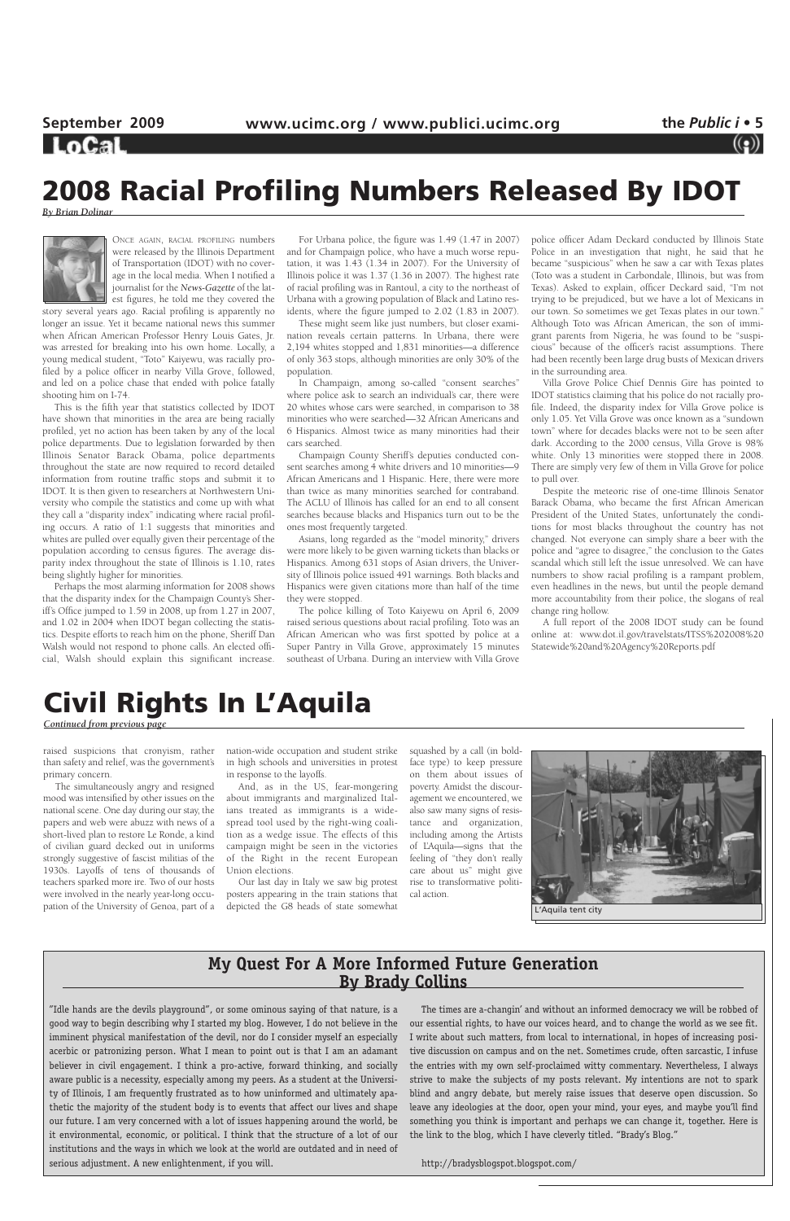# 2008 Racial Profiling Numbers Released By IDOT

*By Brian Dolinar*

ONCE AGAIN, RACIAL PROFILING numbers were released by the Illinois Department of Transportation (IDOT) with no coverage in the local media. When I notified a journalist for the *News-Gazette* of the latest figures, he told me they covered the story several years ago. Racial profiling is apparently no longer an issue. Yet it became national news this summer when African American Professor Henry Louis Gates, Jr. was arrested for breaking into his own home. Locally, a young medical student, "Toto" Kaiyewu, was racially profiled by a police officer in nearby Villa Grove, followed, and led on a police chase that ended with police fatally shooting him on I-74.

This is the fifth year that statistics collected by IDOT have shown that minorities in the area are being racially profiled, yet no action has been taken by any of the local police departments. Due to legislation forwarded by then Illinois Senator Barack Obama, police departments throughout the state are now required to record detailed information from routine traffic stops and submit it to IDOT. It is then given to researchers at Northwestern University who compile the statistics and come up with what they call a "disparity index" indicating where racial profiling occurs. A ratio of 1:1 suggests that minorities and whites are pulled over equally given their percentage of the population according to census figures. The average disparity index throughout the state of Illinois is 1.10, rates being slightly higher for minorities.

Perhaps the most alarming information for 2008 shows that the disparity index for the Champaign County's Sheriff's Office jumped to 1.59 in 2008, up from 1.27 in 2007, and 1.02 in 2004 when IDOT began collecting the statistics. Despite efforts to reach him on the phone, Sheriff Dan Walsh would not respond to phone calls. An elected official, Walsh should explain this significant increase.

For Urbana police, the figure was 1.49 (1.47 in 2007) and for Champaign police, who have a much worse reputation, it was 1.43 (1.34 in 2007). For the University of Illinois police it was 1.37 (1.36 in 2007). The highest rate of racial profiling was in Rantoul, a city to the northeast of Urbana with a growing population of Black and Latino residents, where the figure jumped to 2.02 (1.83 in 2007).

These might seem like just numbers, but closer examination reveals certain patterns. In Urbana, there were 2,194 whites stopped and 1,831 minorities—a difference of only 363 stops, although minorities are only 30% of the population.

In Champaign, among so-called "consent searches" where police ask to search an individual's car, there were 20 whites whose cars were searched, in comparison to 38 minorities who were searched—32 African Americans and 6 Hispanics. Almost twice as many minorities had their cars searched.

Champaign County Sheriff's deputies conducted consent searches among 4 white drivers and 10 minorities—9 African Americans and 1 Hispanic. Here, there were more than twice as many minorities searched for contraband. The ACLU of Illinois has called for an end to all consent searches because blacks and Hispanics turn out to be the ones most frequently targeted.

Asians, long regarded as the "model minority," drivers were more likely to be given warning tickets than blacks or Hispanics. Among 631 stops of Asian drivers, the University of Illinois police issued 491 warnings. Both blacks and Hispanics were given citations more than half of the time they were stopped.

The police killing of Toto Kaiyewu on April 6, 2009 raised serious questions about racial profiling. Toto was an African American who was first spotted by police at a Super Pantry in Villa Grove, approximately 15 minutes southeast of Urbana. During an interview with Villa Grove police officer Adam Deckard conducted by Illinois State Police in an investigation that night, he said that he became "suspicious" when he saw a car with Texas plates (Toto was a student in Carbondale, Illinois, but was from Texas). Asked to explain, officer Deckard said, "I'm not trying to be prejudiced, but we have a lot of Mexicans in our town. So sometimes we get Texas plates in our town." Although Toto was African American, the son of immigrant parents from Nigeria, he was found to be "suspicious" because of the officer's racist assumptions. There had been recently been large drug busts of Mexican drivers in the surrounding area.

Villa Grove Police Chief Dennis Gire has pointed to IDOT statistics claiming that his police do not racially profile. Indeed, the disparity index for Villa Grove police is only 1.05. Yet Villa Grove was once known as a "sundown town" where for decades blacks were not to be seen after dark. According to the 2000 census, Villa Grove is 98% white. Only 13 minorities were stopped there in 2008. There are simply very few of them in Villa Grove for police to pull over.

Despite the meteoric rise of one-time Illinois Senator Barack Obama, who became the first African American President of the United States, unfortunately the conditions for most blacks throughout the country has not changed. Not everyone can simply share a beer with the police and "agree to disagree," the conclusion to the Gates scandal which still left the issue unresolved. We can have numbers to show racial profiling is a rampant problem, even headlines in the news, but until the people demand more accountability from their police, the slogans of real change ring hollow.

A full report of the 2008 IDOT study can be found online at: www.dot.il.gov/travelstats/ITSS%202008%20Statewide%20and%20Agency%20Reports.pdf

# Civil Rights In L'Aquila

*Continued from previous page*

raised suspicions that cronyism, rather than safety and relief, was the government's primary concern.

The simultaneously angry and resigned mood was intensified by other issues on the national scene. One day during our stay, the papers and web were abuzz with news of a short-lived plan to restore Le Ronde, a kind of civilian guard decked out in uniforms strongly suggestive of fascist militias of the 1930s. Layoffs of tens of thousands of teachers sparked more ire. Two of our hosts were involved in the nearly year-long occupation of the University of Genoa, part of a nation-wide occupation and student strike in high schools and universities in protest in response to the layoffs.

And, as in the US, fear-mongering about immigrants and marginalized Italians treated as immigrants is a widespread tool used by the right-wing coalition as a wedge issue. The effects of this campaign might be seen in the victories of the Right in the recent European Union elections.

Our last day in Italy we saw big protest posters appearing in the train stations that depicted the G8 heads of state somewhat squashed by a call (in boldface type) to keep pressure on them about issues of poverty. Amidst the discouragement we encountered, we also saw many signs of resistance and organization, including among the Artists of L'Aquila—signs that the feeling of "they don't really care about us" might give rise to transformative political action.

L'Aquila tent city

## My Quest For A More Informed Future Generation
## By Brady Collins

"Idle hands are the devils playground", or some ominous saying of that nature, is a good way to begin describing why I started my blog. However, I do not believe in the imminent physical manifestation of the devil, nor do I consider myself an especially acerbic or patronizing person. What I mean to point out is that I am an adamant believer in civil engagement. I think a pro-active, forward thinking, and socially aware public is a necessity, especially among my peers. As a student at the University of Illinois, I am frequently frustrated as to how uninformed and ultimately apathetic the majority of the student body is to events that affect our lives and shape our future. I am very concerned with a lot of issues happening around the world, be it environmental, economic, or political. I think that the structure of a lot of our institutions and the ways in which we look at the world are outdated and in need of serious adjustment. A new enlightenment, if you will.

The times are a-changin' and without an informed democracy we will be robbed of our essential rights, to have our voices heard, and to change the world as we see fit. I write about such matters, from local to international, in hopes of increasing positive discussion on campus and on the net. Sometimes crude, often sarcastic, I infuse the entries with my own self-proclaimed witty commentary. Nevertheless, I always strive to make the subjects of my posts relevant. My intentions are not to spark blind and angry debate, but merely raise issues that deserve open discussion. So leave any ideologies at the door, open your mind, your eyes, and maybe you'll find something you think is important and perhaps we can change it, together. Here is the link to the blog, which I have cleverly titled. "Brady's Blog."

http://bradysblogspot.blogspot.com/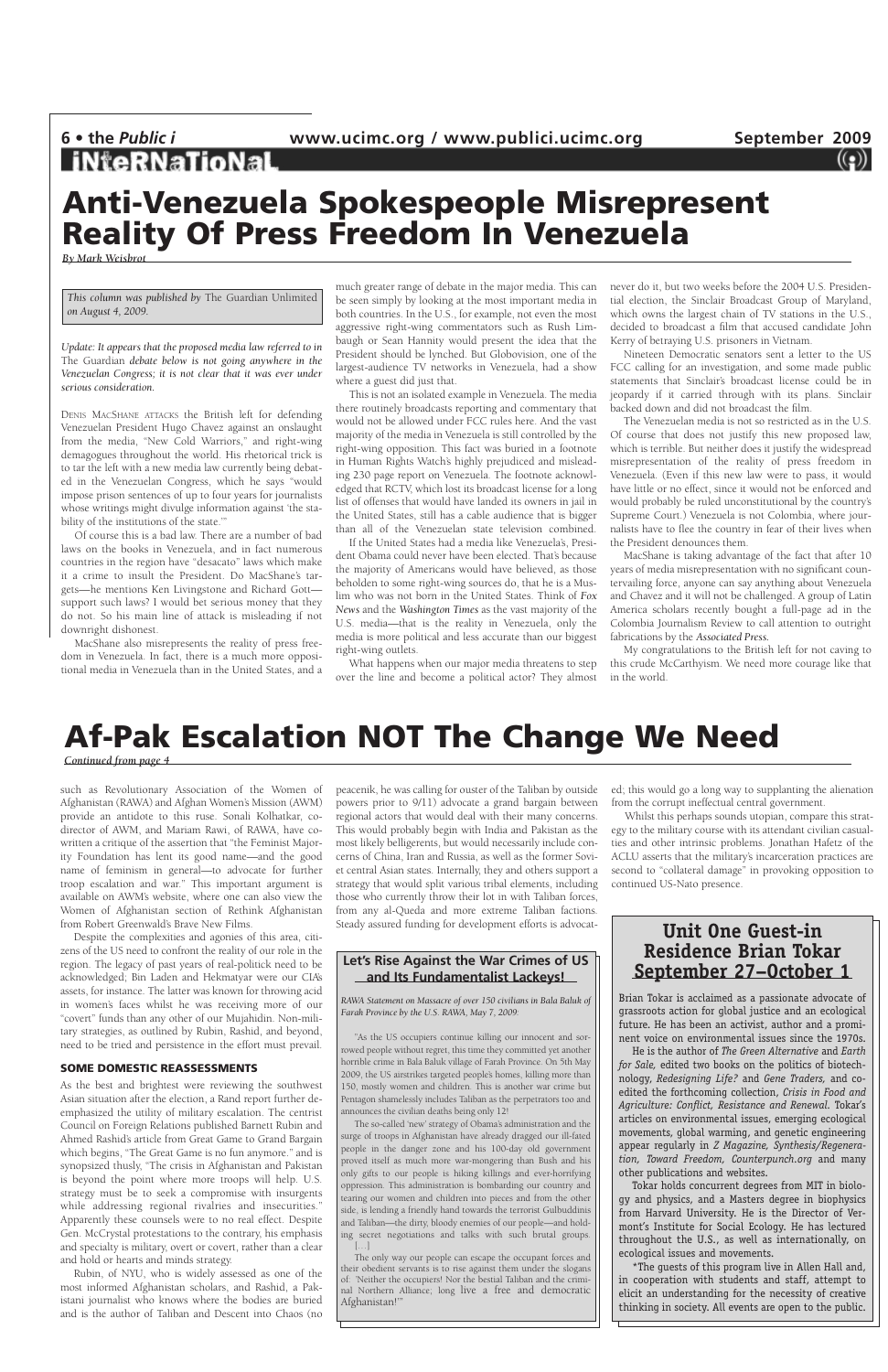## iNteRNaTioNaL

# Anti-Venezuela Spokespeople Misrepresent Reality Of Press Freedom In Venezuela

*By Mark Weisbrot*

*This column was published by* The Guardian Unlimited *on August 4, 2009.*

*Update: It appears that the proposed media law referred to in* The Guardian *debate below is not going anywhere in the Venezuelan Congress; it is not clear that it was ever under serious consideration.*

DENIS MACSHANE ATTACKS the British left for defending Venezuelan President Hugo Chavez against an onslaught from the media, "New Cold Warriors," and right-wing demagogues throughout the world. His rhetorical trick is to tar the left with a new media law currently being debated in the Venezuelan Congress, which he says "would impose prison sentences of up to four years for journalists whose writings might divulge information against 'the stability of the institutions of the state.'"

Of course this is a bad law. There are a number of bad laws on the books in Venezuela, and in fact numerous countries in the region have "desacato" laws which make it a crime to insult the President. Do MacShane's targets—he mentions Ken Livingstone and Richard Gott—support such laws? I would bet serious money that they do not. So his main line of attack is misleading if not downright dishonest.

MacShane also misrepresents the reality of press freedom in Venezuela. In fact, there is a much more oppositional media in Venezuela than in the United States, and a much greater range of debate in the major media. This can be seen simply by looking at the most important media in both countries. In the U.S., for example, not even the most aggressive right-wing commentators such as Rush Limbaugh or Sean Hannity would present the idea that the President should be lynched. But Globovision, one of the largest-audience TV networks in Venezuela, had a show where a guest did just that.

This is not an isolated example in Venezuela. The media there routinely broadcasts reporting and commentary that would not be allowed under FCC rules here. And the vast majority of the media in Venezuela is still controlled by the right-wing opposition. This fact was buried in a footnote in Human Rights Watch's highly prejudiced and misleading 230 page report on Venezuela. The footnote acknowledged that RCTV, which lost its broadcast license for a long list of offenses that would have landed its owners in jail in the United States, still has a cable audience that is bigger than all of the Venezuelan state television combined.

If the United States had a media like Venezuela's, President Obama could never have been elected. That's because the majority of Americans would have believed, as those beholden to some right-wing sources do, that he is a Muslim who was not born in the United States. Think of *Fox News* and the *Washington Times* as the vast majority of the U.S. media—that is the reality in Venezuela, only the media is more political and less accurate than our biggest right-wing outlets.

What happens when our major media threatens to step over the line and become a political actor? They almost never do it, but two weeks before the 2004 U.S. Presidential election, the Sinclair Broadcast Group of Maryland, which owns the largest chain of TV stations in the U.S., decided to broadcast a film that accused candidate John Kerry of betraying U.S. prisoners in Vietnam.

Nineteen Democratic senators sent a letter to the US FCC calling for an investigation, and some made public statements that Sinclair's broadcast license could be in jeopardy if it carried through with its plans. Sinclair backed down and did not broadcast the film.

The Venezuelan media is not so restricted as in the U.S. Of course that does not justify this new proposed law, which is terrible. But neither does it justify the widespread misrepresentation of the reality of press freedom in Venezuela. (Even if this new law were to pass, it would have little or no effect, since it would not be enforced and would probably be ruled unconstitutional by the country's Supreme Court.) Venezuela is not Colombia, where journalists have to flee the country in fear of their lives when the President denounces them.

MacShane is taking advantage of the fact that after 10 years of media misrepresentation with no significant countervailing force, anyone can say anything about Venezuela and Chavez and it will not be challenged. A group of Latin America scholars recently bought a full-page ad in the Colombia Journalism Review to call attention to outright fabrications by the *Associated Press.*

My congratulations to the British left for not caving to this crude McCarthyism. We need more courage like that in the world.

# Af-Pak Escalation NOT The Change We Need

*Continued from page 4*

such as Revolutionary Association of the Women of Afghanistan (RAWA) and Afghan Women's Mission (AWM) provide an antidote to this ruse. Sonali Kolhatkar, co-director of AWM, and Mariam Rawi, of RAWA, have co-written a critique of the assertion that "the Feminist Majority Foundation has lent its good name—and the good name of feminism in general—to advocate for further troop escalation and war." This important argument is available on AWM's website, where one can also view the Women of Afghanistan section of Rethink Afghanistan from Robert Greenwald's Brave New Films.

Despite the complexities and agonies of this area, citizens of the US need to confront the reality of our role in the region. The legacy of past years of real-politick need to be acknowledged; Bin Laden and Hekmatyar were our CIA's assets, for instance. The latter was known for throwing acid in women's faces whilst he was receiving more of our "covert" funds than any other of our Mujahidin. Non-military strategies, as outlined by Rubin, Rashid, and beyond, need to be tried and persistence in the effort must prevail.

### SOME DOMESTIC REASSESSMENTS

As the best and brightest were reviewing the southwest Asian situation after the election, a Rand report further de-emphasized the utility of military escalation. The centrist Council on Foreign Relations published Barnett Rubin and Ahmed Rashid's article from Great Game to Grand Bargain which begins, "The Great Game is no fun anymore." and is synopsized thusly, "The crisis in Afghanistan and Pakistan is beyond the point where more troops will help. U.S. strategy must be to seek a compromise with insurgents while addressing regional rivalries and insecurities." Apparently these counsels were to no real effect. Despite Gen. McCrystal protestations to the contrary, his emphasis and specialty is military, overt or covert, rather than a clear and hold or hearts and minds strategy.

Rubin, of NYU, who is widely assessed as one of the most informed Afghanistan scholars, and Rashid, a Pakistani journalist who knows where the bodies are buried and is the author of Taliban and Descent into Chaos (no peacenik, he was calling for ouster of the Taliban by outside powers prior to 9/11) advocate a grand bargain between regional actors that would deal with their many concerns. This would probably begin with India and Pakistan as the most likely belligerents, but would necessarily include concerns of China, Iran and Russia, as well as the former Soviet central Asian states. Internally, they and others support a strategy that would split various tribal elements, including those who currently throw their lot in with Taliban forces, from any al-Qaeda and more extreme Taliban factions. Steady assured funding for development efforts is advocated; this would go a long way to supplanting the alienation from the corrupt ineffectual central government.

Whilst this perhaps sounds utopian, compare this strategy to the military course with its attendant civilian casualties and other intrinsic problems. Jonathan Hafetz of the ACLU asserts that the military's incarceration practices are second to "collateral damage" in provoking opposition to continued US-Nato presence.

### Let's Rise Against the War Crimes of US and Its Fundamentalist Lackeys!

*RAWA Statement on Massacre of over 150 civilians in Bala Baluk of Farah Province by the U.S. RAWA, May 7, 2009:*

"As the US occupiers continue killing our innocent and sorrowed people without regret, this time they committed yet another horrible crime in Bala Baluk village of Farah Province. On 5th May 2009, the US airstrikes targeted people's homes, killing more than 150, mostly women and children. This is another war crime but Pentagon shamelessly includes Taliban as the perpetrators too and announces the civilian deaths being only 12!

The so-called 'new' strategy of Obama's administration and the surge of troops in Afghanistan have already dragged our ill-fated people in the danger zone and his 100-day old government proved itself as much more war-mongering than Bush and his only gifts to our people is hiking killings and ever-horrifying oppression. This administration is bombarding our country and tearing our women and children into pieces and from the other side, is lending a friendly hand towards the terrorist Gulbuddinis and Taliban—the dirty, bloody enemies of our people—and holding secret negotiations and talks with such brutal groups.

[…]

The only way our people can escape the occupant forces and their obedient servants is to rise against them under the slogans of: 'Neither the occupiers! Nor the bestial Taliban and the criminal Northern Alliance; long live a free and democratic Afghanistan!'"

### Unit One Guest-in Residence Brian Tokar September 27–October 1

Brian Tokar is acclaimed as a passionate advocate of grassroots action for global justice and an ecological future. He has been an activist, author and a prominent voice on environmental issues since the 1970s.

He is the author of *The Green Alternative* and *Earth for Sale,* edited two books on the politics of biotechnology, *Redesigning Life?* and *Gene Traders,* and co-edited the forthcoming collection, *Crisis in Food and Agriculture: Conflict, Resistance and Renewal.* Tokar's articles on environmental issues, emerging ecological movements, global warming, and genetic engineering appear regularly in *Z Magazine, Synthesis/Regeneration, Toward Freedom, Counterpunch.org* and many other publications and websites.

Tokar holds concurrent degrees from MIT in biology and physics, and a Masters degree in biophysics from Harvard University. He is the Director of Vermont's Institute for Social Ecology. He has lectured throughout the U.S., as well as internationally, on ecological issues and movements.

*The guests of this program live in Allen Hall and, in cooperation with students and staff, attempt to elicit an understanding for the necessity of creative thinking in society. All events are open to the public.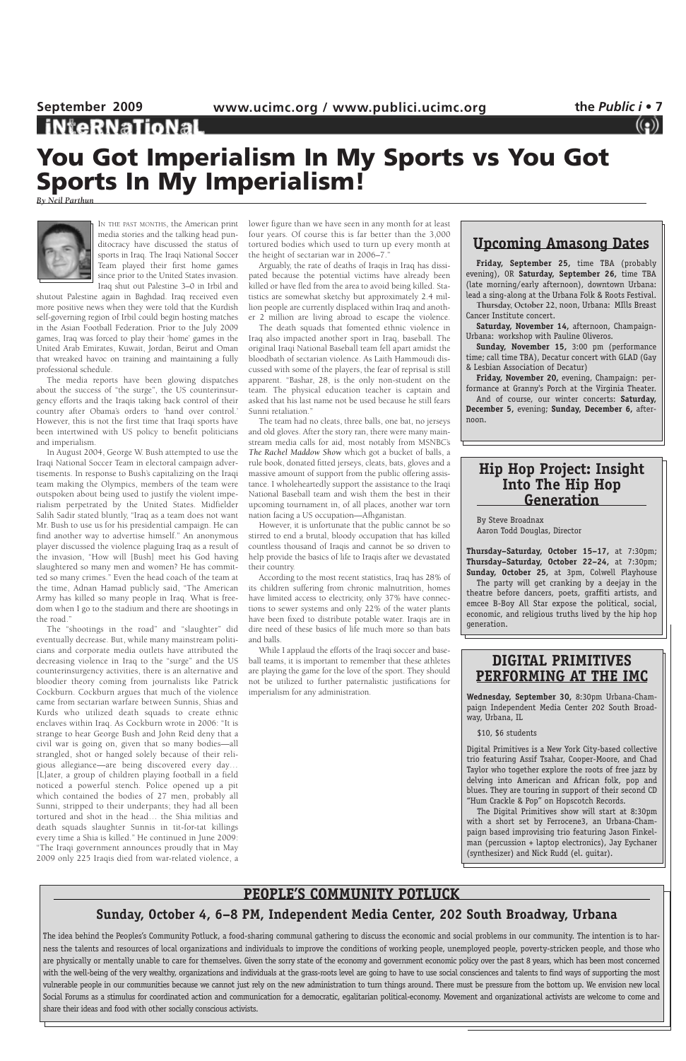iNteRNaTioNaL

# You Got Imperialism In My Sports vs You Got Sports In My Imperialism!

*By Neil Parthun*

IN THE PAST MONTHS, the American print media stories and the talking head punditocracy have discussed the status of sports in Iraq. The Iraqi National Soccer Team played their first home games since prior to the United States invasion. Iraq shut out Palestine 3–0 in Irbil and shutout Palestine again in Baghdad. Iraq received even more positive news when they were told that the Kurdish self-governing region of Irbil could begin hosting matches in the Asian Football Federation. Prior to the July 2009 games, Iraq was forced to play their 'home' games in the United Arab Emirates, Kuwait, Jordan, Beirut and Oman that wreaked havoc on training and maintaining a fully professional schedule.

The media reports have been glowing dispatches about the success of "the surge", the US counterinsurgency efforts and the Iraqis taking back control of their country after Obama's orders to 'hand over control.' However, this is not the first time that Iraqi sports have been intertwined with US policy to benefit politicians and imperialism.

In August 2004, George W. Bush attempted to use the Iraqi National Soccer Team in electoral campaign advertisements. In response to Bush's capitalizing on the Iraqi team making the Olympics, members of the team were outspoken about being used to justify the violent imperialism perpetrated by the United States. Midfielder Salih Sadir stated bluntly, "Iraq as a team does not want Mr. Bush to use us for his presidential campaign. He can find another way to advertise himself." An anonymous player discussed the violence plaguing Iraq as a result of the invasion, "How will [Bush] meet his God having slaughtered so many men and women? He has committed so many crimes." Even the head coach of the team at the time, Adnan Hamad publicly said, "The American Army has killed so many people in Iraq. What is freedom when I go to the stadium and there are shootings in the road."

The "shootings in the road" and "slaughter" did eventually decrease. But, while many mainstream politicians and corporate media outlets have attributed the decreasing violence in Iraq to the "surge" and the US counterinsurgency activities, there is an alternative and bloodier theory coming from journalists like Patrick Cockburn. Cockburn argues that much of the violence came from sectarian warfare between Sunnis, Shias and Kurds who utilized death squads to create ethnic enclaves within Iraq. As Cockburn wrote in 2006: "It is strange to hear George Bush and John Reid deny that a civil war is going on, given that so many bodies—all strangled, shot or hanged solely because of their religious allegiance—are being discovered every day… [L]ater, a group of children playing football in a field noticed a powerful stench. Police opened up a pit which contained the bodies of 27 men, probably all Sunni, stripped to their underpants; they had all been tortured and shot in the head… the Shia militias and death squads slaughter Sunnis in tit-for-tat killings every time a Shia is killed." He continued in June 2009: "The Iraqi government announces proudly that in May 2009 only 225 Iraqis died from war-related violence, a lower figure than we have seen in any month for at least four years. Of course this is far better than the 3,000 tortured bodies which used to turn up every month at the height of sectarian war in 2006–7."

Arguably, the rate of deaths of Iraqis in Iraq has dissipated because the potential victims have already been killed or have fled from the area to avoid being killed. Statistics are somewhat sketchy but approximately 2.4 million people are currently displaced within Iraq and another 2 million are living abroad to escape the violence.

The death squads that fomented ethnic violence in Iraq also impacted another sport in Iraq, baseball. The original Iraqi National Baseball team fell apart amidst the bloodbath of sectarian violence. As Laith Hammoudi discussed with some of the players, the fear of reprisal is still apparent. "Bashar, 28, is the only non-student on the team. The physical education teacher is captain and asked that his last name not be used because he still fears Sunni retaliation."

The team had no cleats, three balls, one bat, no jerseys and old gloves. After the story ran, there were many mainstream media calls for aid, most notably from MSNBC's *The Rachel Maddow Show* which got a bucket of balls, a rule book, donated fitted jerseys, cleats, bats, gloves and a massive amount of support from the public offering assistance. I wholeheartedly support the assistance to the Iraqi National Baseball team and wish them the best in their upcoming tournament in, of all places, another war torn nation facing a US occupation—Afghanistan.

However, it is unfortunate that the public cannot be so stirred to end a brutal, bloody occupation that has killed countless thousand of Iraqis and cannot be so driven to help provide the basics of life to Iraqis after we devastated their country.

According to the most recent statistics, Iraq has 28% of its children suffering from chronic malnutrition, homes have limited access to electricity, only 37% have connections to sewer systems and only 22% of the water plants have been fixed to distribute potable water. Iraqis are in dire need of these basics of life much more so than bats and balls.

While I applaud the efforts of the Iraqi soccer and baseball teams, it is important to remember that these athletes are playing the game for the love of the sport. They should not be utilized to further paternalistic justifications for imperialism for any administration.

## Upcoming Amasong Dates

**Friday, September 25,** time TBA (probably evening), OR **Saturday, September 26,** time TBA (late morning/early afternoon), downtown Urbana: lead a sing-along at the Urbana Folk & Roots Festival.

**Thursday, October 22,** noon, Urbana: Mills Breast Cancer Institute concert.

**Saturday, November 14,** afternoon, Champaign-Urbana: workshop with Pauline Oliveros.

**Sunday, November 15,** 3:00 pm (performance time; call time TBA), Decatur concert with GLAD (Gay & Lesbian Association of Decatur)

**Friday, November 20,** evening, Champaign: performance at Granny's Porch at the Virginia Theater.

And of course, our winter concerts: **Saturday, December 5,** evening; **Sunday, December 6,** afternoon.

## Hip Hop Project: Insight Into The Hip Hop Generation

By Steve Broadnax
Aaron Todd Douglas, Director

**Thursday–Saturday, October 15–17,** at 7:30pm; **Thursday–Saturday, October 22–24,** at 7:30pm; **Sunday, October 25,** at 3pm, Colwell Playhouse

The party will get cranking by a deejay in the theatre before dancers, poets, graffiti artists, and emcee B-Boy All Star expose the political, social, economic, and religious truths lived by the hip hop generation.

## DIGITAL PRIMITIVES PERFORMING AT THE IMC

**Wednesday, September 30,** 8:30pm Urbana-Champaign Independent Media Center 202 South Broadway, Urbana, IL

$10, $6 students

Digital Primitives is a New York City-based collective trio featuring Assif Tsahar, Cooper-Moore, and Chad Taylor who together explore the roots of free jazz by delving into American and African folk, pop and blues. They are touring in support of their second CD "Hum Crackle & Pop" on Hopscotch Records.

The Digital Primitives show will start at 8:30pm with a short set by Ferrocene3, an Urbana-Champaign based improvising trio featuring Jason Finkelman (percussion + laptop electronics), Jay Eychaner (synthesizer) and Nick Rudd (el. guitar).

## PEOPLE'S COMMUNITY POTLUCK

### Sunday, October 4, 6–8 PM, Independent Media Center, 202 South Broadway, Urbana

The idea behind the Peoples's Community Potluck, a food-sharing communal gathering to discuss the economic and social problems in our community. The intention is to harness the talents and resources of local organizations and individuals to improve the conditions of working people, unemployed people, poverty-stricken people, and those who are physically or mentally unable to care for themselves. Given the sorry state of the economy and government economic policy over the past 8 years, which has been most concerned with the well-being of the very wealthy, organizations and individuals at the grass-roots level are going to have to use social consciences and talents to find ways of supporting the most vulnerable people in our communities because we cannot just rely on the new administration to turn things around. There must be pressure from the bottom up. We envision new local Social Forums as a stimulus for coordinated action and communication for a democratic, egalitarian political-economy. Movement and organizational activists are welcome to come and share their ideas and food with other socially conscious activists.